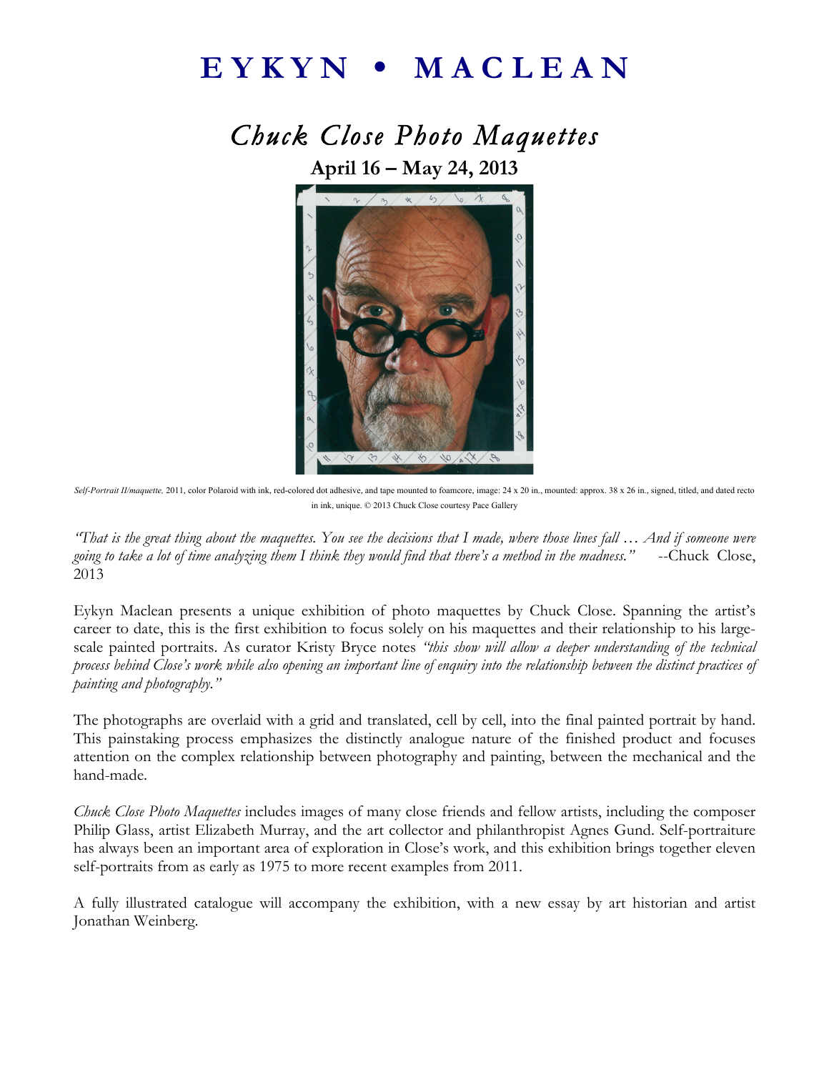# EYKYN • MACLEAN

## *Chuck Close Photo Maquettes*

**April 16 – May 24, 2013**

*Self-Portrait II/maquette,* 2011, color Polaroid with ink, red-colored dot adhesive, and tape mounted to foamcore, image: 24 x 20 in., mounted: approx. 38 x 26 in., signed, titled, and dated recto in ink, unique. © 2013 Chuck Close courtesy Pace Gallery

*"That is the great thing about the maquettes. You see the decisions that I made, where those lines fall … And if someone were going to take a lot of time analyzing them I think they would find that there's a method in the madness."* --Chuck Close, 2013

Eykyn Maclean presents a unique exhibition of photo maquettes by Chuck Close. Spanning the artist's career to date, this is the first exhibition to focus solely on his maquettes and their relationship to his large-scale painted portraits. As curator Kristy Bryce notes *"this show will allow a deeper understanding of the technical process behind Close's work while also opening an important line of enquiry into the relationship between the distinct practices of painting and photography."*

The photographs are overlaid with a grid and translated, cell by cell, into the final painted portrait by hand. This painstaking process emphasizes the distinctly analogue nature of the finished product and focuses attention on the complex relationship between photography and painting, between the mechanical and the hand-made.

*Chuck Close Photo Maquettes* includes images of many close friends and fellow artists, including the composer Philip Glass, artist Elizabeth Murray, and the art collector and philanthropist Agnes Gund. Self-portraiture has always been an important area of exploration in Close's work, and this exhibition brings together eleven self-portraits from as early as 1975 to more recent examples from 2011.

A fully illustrated catalogue will accompany the exhibition, with a new essay by art historian and artist Jonathan Weinberg.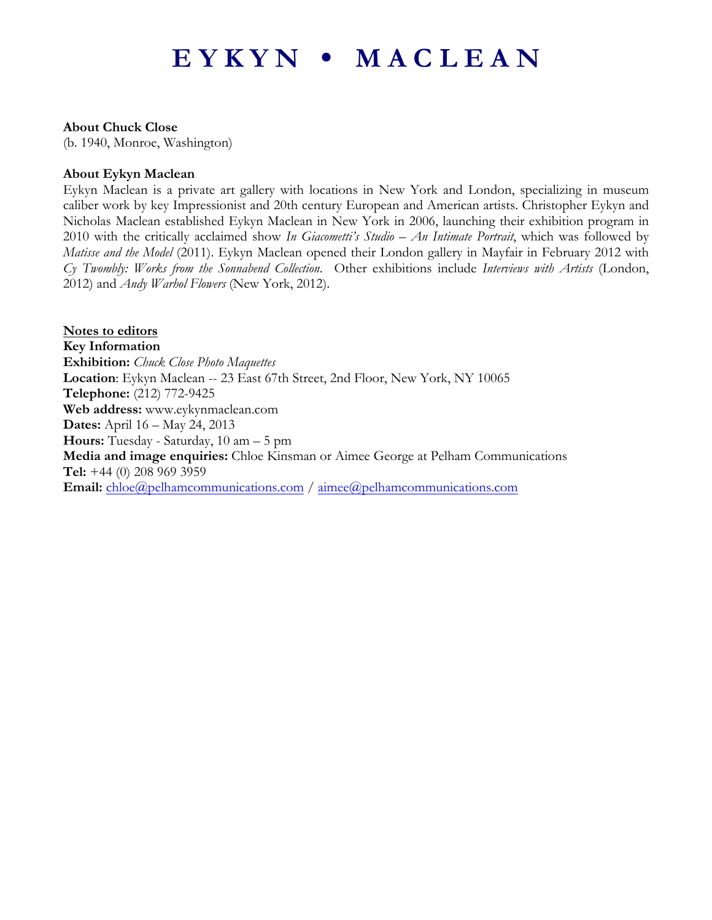# EYKYN • MACLEAN

**About Chuck Close**
(b. 1940, Monroe, Washington)

**About Eykyn Maclean**
Eykyn Maclean is a private art gallery with locations in New York and London, specializing in museum caliber work by key Impressionist and 20th century European and American artists. Christopher Eykyn and Nicholas Maclean established Eykyn Maclean in New York in 2006, launching their exhibition program in 2010 with the critically acclaimed show *In Giacometti's Studio – An Intimate Portrait*, which was followed by *Matisse and the Model* (2011). Eykyn Maclean opened their London gallery in Mayfair in February 2012 with *Cy Twombly: Works from the Sonnabend Collection.* Other exhibitions include *Interviews with Artists* (London, 2012) and *Andy Warhol Flowers* (New York, 2012).

<u>**Notes to editors**</u>
**Key Information**
**Exhibition:** *Chuck Close Photo Maquettes*
**Location**: Eykyn Maclean -- 23 East 67th Street, 2nd Floor, New York, NY 10065
**Telephone:** (212) 772-9425
**Web address:** www.eykynmaclean.com
**Dates:** April 16 – May 24, 2013
**Hours:** Tuesday - Saturday, 10 am – 5 pm
**Media and image enquiries:** Chloe Kinsman or Aimee George at Pelham Communications
**Tel:** +44 (0) 208 969 3959
**Email:** chloe@pelhamcommunications.com / aimee@pelhamcommunications.com